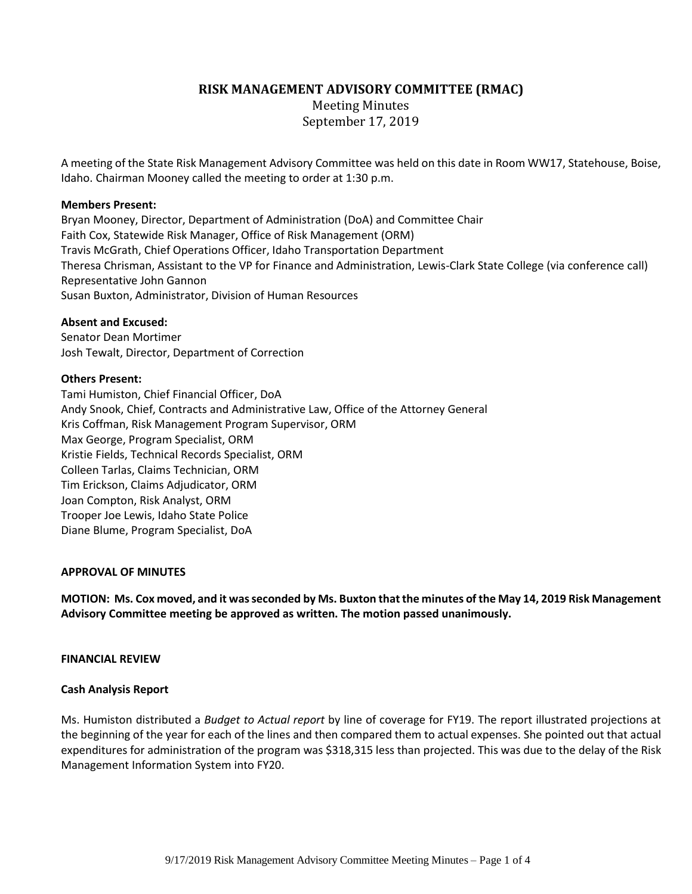# RISK MANAGEMENT ADVISORY COMMITTEE (RMAC)

Meeting Minutes
September 17, 2019

A meeting of the State Risk Management Advisory Committee was held on this date in Room WW17, Statehouse, Boise, Idaho. Chairman Mooney called the meeting to order at 1:30 p.m.

**Members Present:**
Bryan Mooney, Director, Department of Administration (DoA) and Committee Chair
Faith Cox, Statewide Risk Manager, Office of Risk Management (ORM)
Travis McGrath, Chief Operations Officer, Idaho Transportation Department
Theresa Chrisman, Assistant to the VP for Finance and Administration, Lewis-Clark State College (via conference call)
Representative John Gannon
Susan Buxton, Administrator, Division of Human Resources

**Absent and Excused:**
Senator Dean Mortimer
Josh Tewalt, Director, Department of Correction

**Others Present:**
Tami Humiston, Chief Financial Officer, DoA
Andy Snook, Chief, Contracts and Administrative Law, Office of the Attorney General
Kris Coffman, Risk Management Program Supervisor, ORM
Max George, Program Specialist, ORM
Kristie Fields, Technical Records Specialist, ORM
Colleen Tarlas, Claims Technician, ORM
Tim Erickson, Claims Adjudicator, ORM
Joan Compton, Risk Analyst, ORM
Trooper Joe Lewis, Idaho State Police
Diane Blume, Program Specialist, DoA

**APPROVAL OF MINUTES**

**MOTION: Ms. Cox moved, and it was seconded by Ms. Buxton that the minutes of the May 14, 2019 Risk Management Advisory Committee meeting be approved as written. The motion passed unanimously.**

**FINANCIAL REVIEW**

**Cash Analysis Report**

Ms. Humiston distributed a *Budget to Actual report* by line of coverage for FY19. The report illustrated projections at the beginning of the year for each of the lines and then compared them to actual expenses. She pointed out that actual expenditures for administration of the program was $318,315 less than projected. This was due to the delay of the Risk Management Information System into FY20.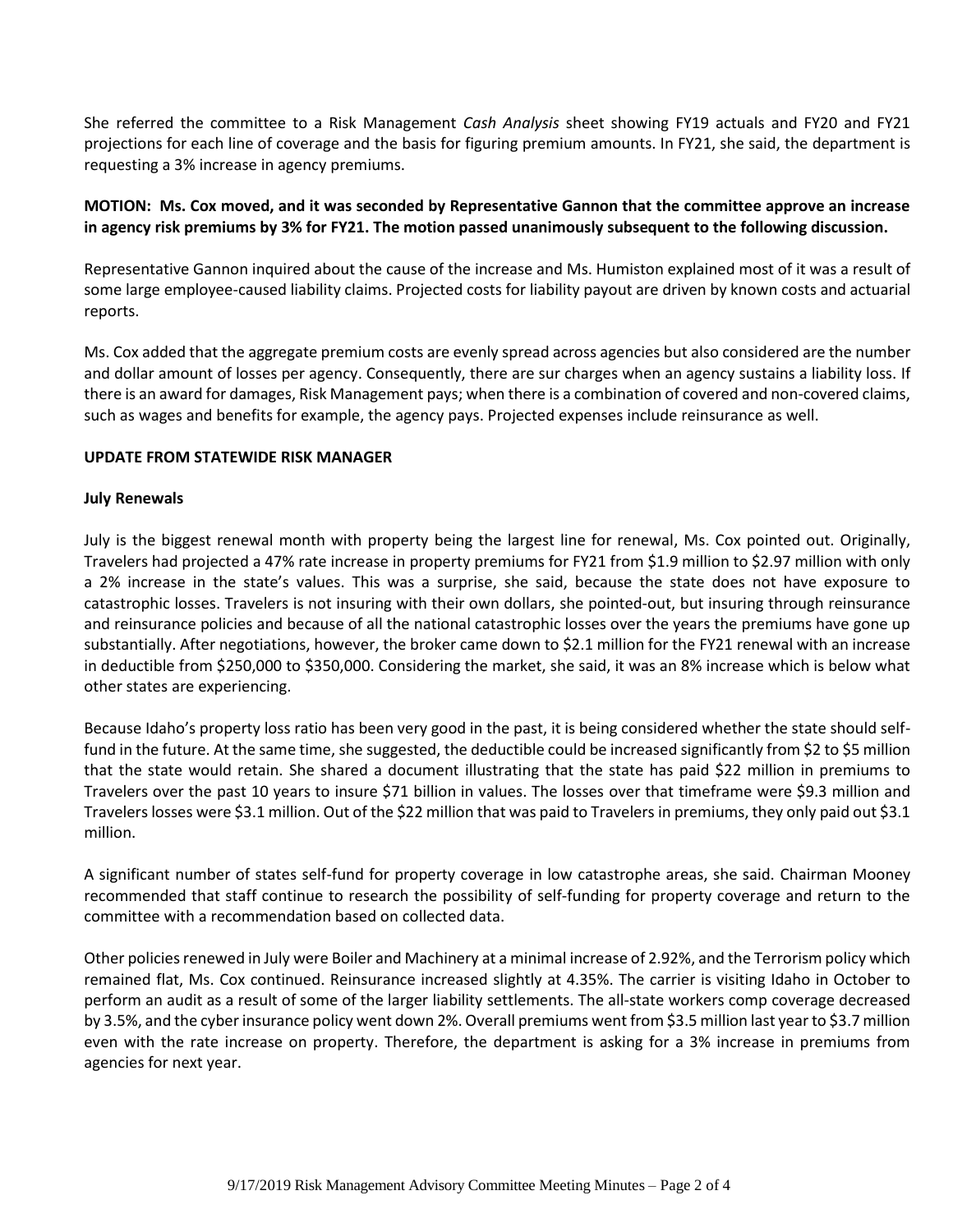She referred the committee to a Risk Management *Cash Analysis* sheet showing FY19 actuals and FY20 and FY21 projections for each line of coverage and the basis for figuring premium amounts. In FY21, she said, the department is requesting a 3% increase in agency premiums.

**MOTION: Ms. Cox moved, and it was seconded by Representative Gannon that the committee approve an increase in agency risk premiums by 3% for FY21. The motion passed unanimously subsequent to the following discussion.**

Representative Gannon inquired about the cause of the increase and Ms. Humiston explained most of it was a result of some large employee-caused liability claims. Projected costs for liability payout are driven by known costs and actuarial reports.

Ms. Cox added that the aggregate premium costs are evenly spread across agencies but also considered are the number and dollar amount of losses per agency. Consequently, there are sur charges when an agency sustains a liability loss. If there is an award for damages, Risk Management pays; when there is a combination of covered and non-covered claims, such as wages and benefits for example, the agency pays. Projected expenses include reinsurance as well.

**UPDATE FROM STATEWIDE RISK MANAGER**

**July Renewals**

July is the biggest renewal month with property being the largest line for renewal, Ms. Cox pointed out. Originally, Travelers had projected a 47% rate increase in property premiums for FY21 from $1.9 million to $2.97 million with only a 2% increase in the state's values. This was a surprise, she said, because the state does not have exposure to catastrophic losses. Travelers is not insuring with their own dollars, she pointed-out, but insuring through reinsurance and reinsurance policies and because of all the national catastrophic losses over the years the premiums have gone up substantially. After negotiations, however, the broker came down to $2.1 million for the FY21 renewal with an increase in deductible from $250,000 to $350,000. Considering the market, she said, it was an 8% increase which is below what other states are experiencing.

Because Idaho's property loss ratio has been very good in the past, it is being considered whether the state should self-fund in the future. At the same time, she suggested, the deductible could be increased significantly from $2 to $5 million that the state would retain. She shared a document illustrating that the state has paid $22 million in premiums to Travelers over the past 10 years to insure $71 billion in values. The losses over that timeframe were $9.3 million and Travelers losses were $3.1 million. Out of the $22 million that was paid to Travelers in premiums, they only paid out $3.1 million.

A significant number of states self-fund for property coverage in low catastrophe areas, she said. Chairman Mooney recommended that staff continue to research the possibility of self-funding for property coverage and return to the committee with a recommendation based on collected data.

Other policies renewed in July were Boiler and Machinery at a minimal increase of 2.92%, and the Terrorism policy which remained flat, Ms. Cox continued. Reinsurance increased slightly at 4.35%. The carrier is visiting Idaho in October to perform an audit as a result of some of the larger liability settlements. The all-state workers comp coverage decreased by 3.5%, and the cyber insurance policy went down 2%. Overall premiums went from $3.5 million last year to $3.7 million even with the rate increase on property. Therefore, the department is asking for a 3% increase in premiums from agencies for next year.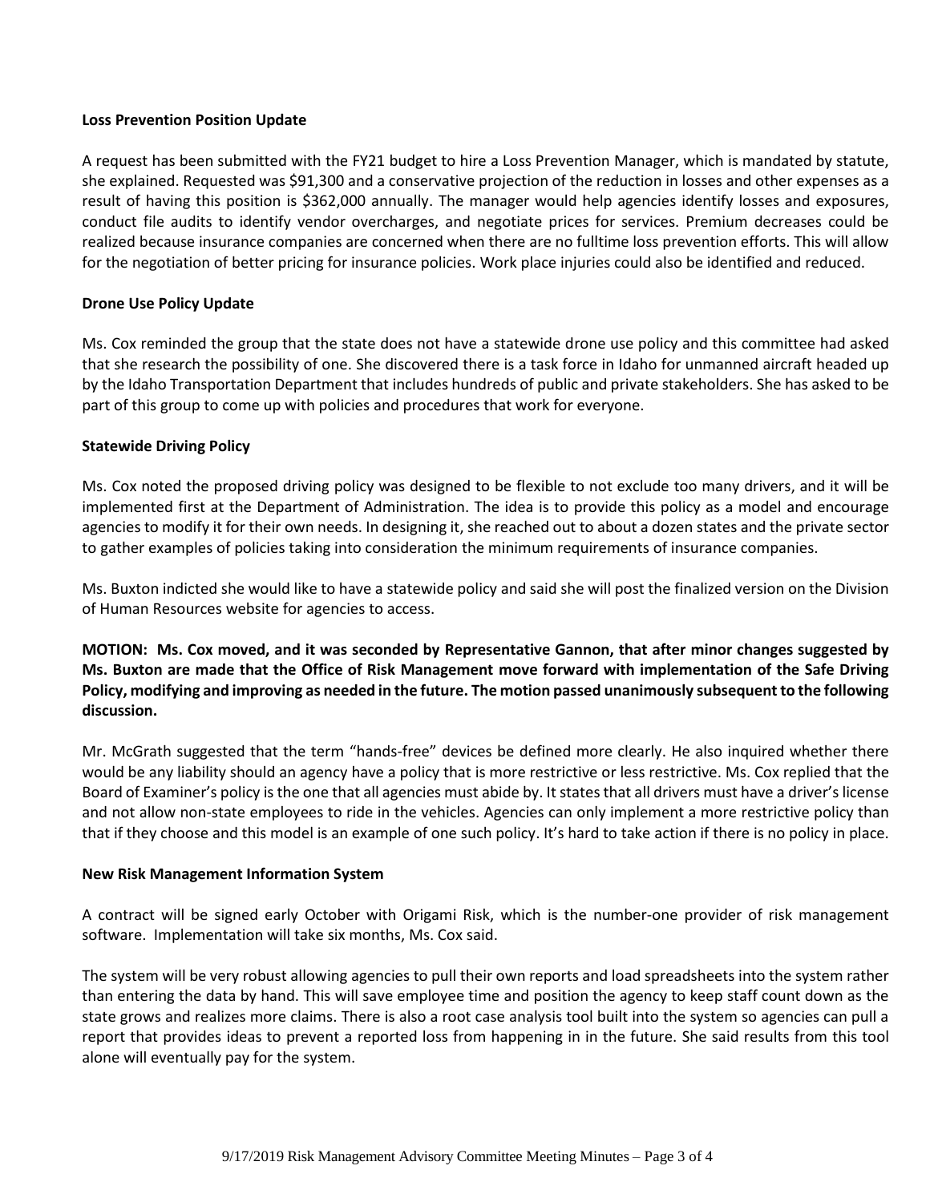**Loss Prevention Position Update**

A request has been submitted with the FY21 budget to hire a Loss Prevention Manager, which is mandated by statute, she explained. Requested was $91,300 and a conservative projection of the reduction in losses and other expenses as a result of having this position is $362,000 annually. The manager would help agencies identify losses and exposures, conduct file audits to identify vendor overcharges, and negotiate prices for services. Premium decreases could be realized because insurance companies are concerned when there are no fulltime loss prevention efforts. This will allow for the negotiation of better pricing for insurance policies. Work place injuries could also be identified and reduced.

**Drone Use Policy Update**

Ms. Cox reminded the group that the state does not have a statewide drone use policy and this committee had asked that she research the possibility of one. She discovered there is a task force in Idaho for unmanned aircraft headed up by the Idaho Transportation Department that includes hundreds of public and private stakeholders. She has asked to be part of this group to come up with policies and procedures that work for everyone.

**Statewide Driving Policy**

Ms. Cox noted the proposed driving policy was designed to be flexible to not exclude too many drivers, and it will be implemented first at the Department of Administration. The idea is to provide this policy as a model and encourage agencies to modify it for their own needs. In designing it, she reached out to about a dozen states and the private sector to gather examples of policies taking into consideration the minimum requirements of insurance companies.

Ms. Buxton indicted she would like to have a statewide policy and said she will post the finalized version on the Division of Human Resources website for agencies to access.

**MOTION: Ms. Cox moved, and it was seconded by Representative Gannon, that after minor changes suggested by Ms. Buxton are made that the Office of Risk Management move forward with implementation of the Safe Driving Policy, modifying and improving as needed in the future. The motion passed unanimously subsequent to the following discussion.**

Mr. McGrath suggested that the term "hands-free" devices be defined more clearly. He also inquired whether there would be any liability should an agency have a policy that is more restrictive or less restrictive. Ms. Cox replied that the Board of Examiner's policy is the one that all agencies must abide by. It states that all drivers must have a driver's license and not allow non-state employees to ride in the vehicles. Agencies can only implement a more restrictive policy than that if they choose and this model is an example of one such policy. It's hard to take action if there is no policy in place.

**New Risk Management Information System**

A contract will be signed early October with Origami Risk, which is the number-one provider of risk management software. Implementation will take six months, Ms. Cox said.

The system will be very robust allowing agencies to pull their own reports and load spreadsheets into the system rather than entering the data by hand. This will save employee time and position the agency to keep staff count down as the state grows and realizes more claims. There is also a root case analysis tool built into the system so agencies can pull a report that provides ideas to prevent a reported loss from happening in in the future. She said results from this tool alone will eventually pay for the system.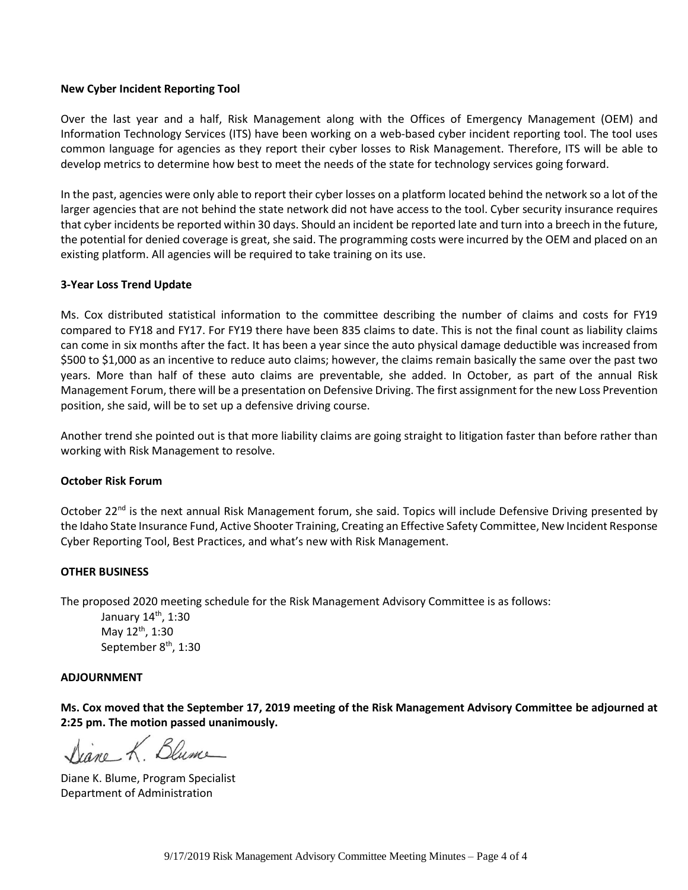**New Cyber Incident Reporting Tool**

Over the last year and a half, Risk Management along with the Offices of Emergency Management (OEM) and Information Technology Services (ITS) have been working on a web-based cyber incident reporting tool. The tool uses common language for agencies as they report their cyber losses to Risk Management. Therefore, ITS will be able to develop metrics to determine how best to meet the needs of the state for technology services going forward.

In the past, agencies were only able to report their cyber losses on a platform located behind the network so a lot of the larger agencies that are not behind the state network did not have access to the tool. Cyber security insurance requires that cyber incidents be reported within 30 days. Should an incident be reported late and turn into a breech in the future, the potential for denied coverage is great, she said. The programming costs were incurred by the OEM and placed on an existing platform. All agencies will be required to take training on its use.

**3-Year Loss Trend Update**

Ms. Cox distributed statistical information to the committee describing the number of claims and costs for FY19 compared to FY18 and FY17. For FY19 there have been 835 claims to date. This is not the final count as liability claims can come in six months after the fact. It has been a year since the auto physical damage deductible was increased from $500 to $1,000 as an incentive to reduce auto claims; however, the claims remain basically the same over the past two years. More than half of these auto claims are preventable, she added. In October, as part of the annual Risk Management Forum, there will be a presentation on Defensive Driving. The first assignment for the new Loss Prevention position, she said, will be to set up a defensive driving course.

Another trend she pointed out is that more liability claims are going straight to litigation faster than before rather than working with Risk Management to resolve.

**October Risk Forum**

October 22nd is the next annual Risk Management forum, she said. Topics will include Defensive Driving presented by the Idaho State Insurance Fund, Active Shooter Training, Creating an Effective Safety Committee, New Incident Response Cyber Reporting Tool, Best Practices, and what's new with Risk Management.

**OTHER BUSINESS**

The proposed 2020 meeting schedule for the Risk Management Advisory Committee is as follows:

January 14th, 1:30
May 12th, 1:30
September 8th, 1:30

**ADJOURNMENT**

**Ms. Cox moved that the September 17, 2019 meeting of the Risk Management Advisory Committee be adjourned at 2:25 pm. The motion passed unanimously.**

Diane K. Blume

Diane K. Blume, Program Specialist
Department of Administration